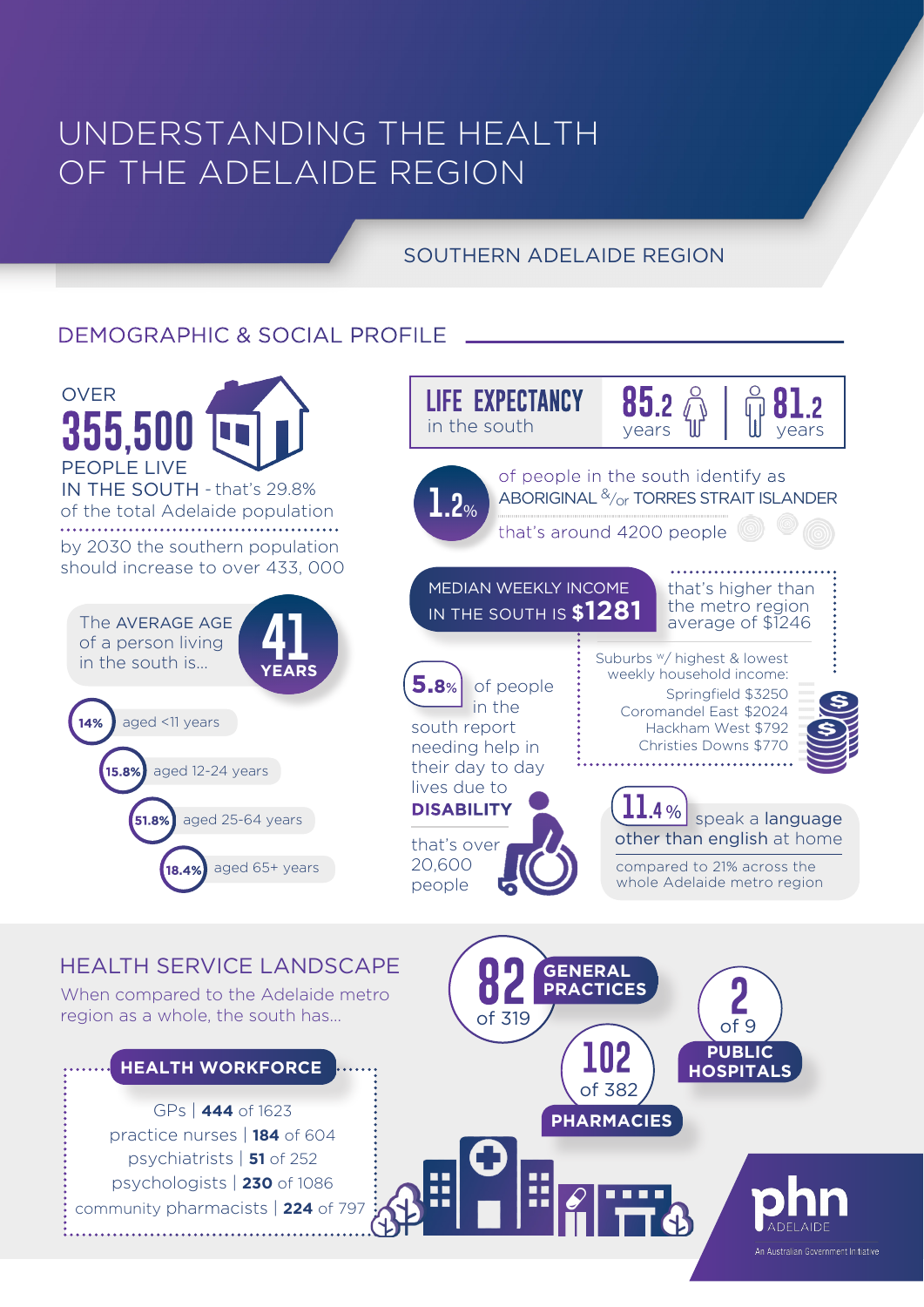# UNDERSTANDING THE HEALTH OF THE ADELAIDE REGION

## SOUTHERN ADELAIDE REGION

## DEMOGRAPHIC & SOCIAL PROFILE

OVER **355,500** PEOPLE LIVE IN THE SOUTH - that's 29.8% of the total Adelaide population

by 2030 the southern population should increase to over 433, 000

The AVERAGE AGE of a person living in the south is... **41 YEARS**

- **14%** aged <11 years
- **15.8%** aged 12-24 years
- **51.8%** aged 25-64 years
- **18.4%** aged 65+ years

**LIFE EXPECTANCY** in the south

**85.2** years | **81.2** years

**1.2%** of people in the south identify as ABORIGINAL &/or TORRES STRAIT ISLANDER

that's around 4200 people

MEDIAN WEEKLY INCOME IN THE SOUTH IS **$1281**

that's higher than the metro region average of $1246

Suburbs w/ highest & lowest weekly household income:

- Springfield $3250
- Coromandel East $2024
- Hackham West $792
- Christies Downs $770

**5.8%** of people in the south report needing help in their day to day lives due to **DISABILITY**

that's over 20,600 people

**11.4%** speak a language other than english at home

compared to 21% across the whole Adelaide metro region

## HEALTH SERVICE LANDSCAPE

When compared to the Adelaide metro region as a whole, the south has...

**HEALTH WORKFORCE**

- GPs | **444** of 1623
- practice nurses | **184** of 604
- psychiatrists | **51** of 252
- psychologists | **230** of 1086
- community pharmacists | **224** of 797

**82** of 319 **GENERAL PRACTICES**

**102** of 382 **PHARMACIES**

**2** of 9 **PUBLIC HOSPITALS**

phn ADELAIDE

An Australian Government Initiative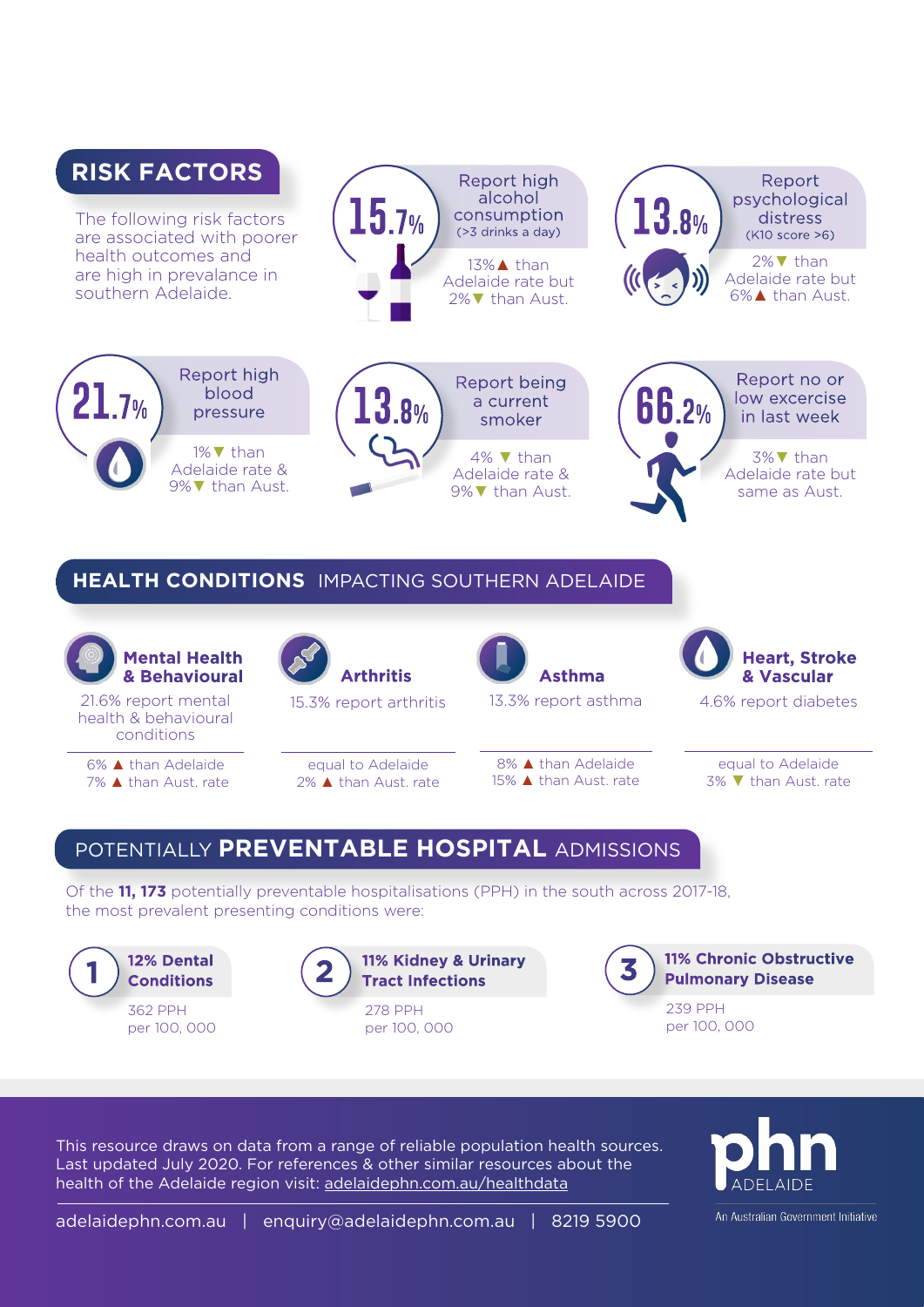## RISK FACTORS

The following risk factors are associated with poorer health outcomes and are high in prevalance in southern Adelaide.

**15.7%** Report high alcohol consumption (>3 drinks a day)
13%▲ than Adelaide rate but 2%▼ than Aust.

**13.8%** Report psychological distress (K10 score >6)
2%▼ than Adelaide rate but 6%▲ than Aust.

**21.7%** Report high blood pressure
1%▼ than Adelaide rate & 9%▼ than Aust.

**13.8%** Report being a current smoker
4% ▼ than Adelaide rate & 9%▼ than Aust.

**66.2%** Report no or low excercise in last week
3%▼ than Adelaide rate but same as Aust.

## HEALTH CONDITIONS IMPACTING SOUTHERN ADELAIDE

**Mental Health & Behavioural**
21.6% report mental health & behavioural conditions
6% ▲ than Adelaide
7% ▲ than Aust. rate

**Arthritis**
15.3% report arthritis
equal to Adelaide
2% ▲ than Aust. rate

**Asthma**
13.3% report asthma
8% ▲ than Adelaide
15% ▲ than Aust. rate

**Heart, Stroke & Vascular**
4.6% report diabetes
equal to Adelaide
3% ▼ than Aust. rate

## POTENTIALLY PREVENTABLE HOSPITAL ADMISSIONS

Of the **11, 173** potentially preventable hospitalisations (PPH) in the south across 2017-18, the most prevalent presenting conditions were:

1. **12% Dental Conditions**
   362 PPH per 100, 000
2. **11% Kidney & Urinary Tract Infections**
   278 PPH per 100, 000
3. **11% Chronic Obstructive Pulmonary Disease**
   239 PPH per 100, 000

This resource draws on data from a range of reliable population health sources. Last updated July 2020. For references & other similar resources about the health of the Adelaide region visit: adelaidephn.com.au/healthdata

adelaidephn.com.au | enquiry@adelaidephn.com.au | 8219 5900

phn ADELAIDE
An Australian Government Initiative